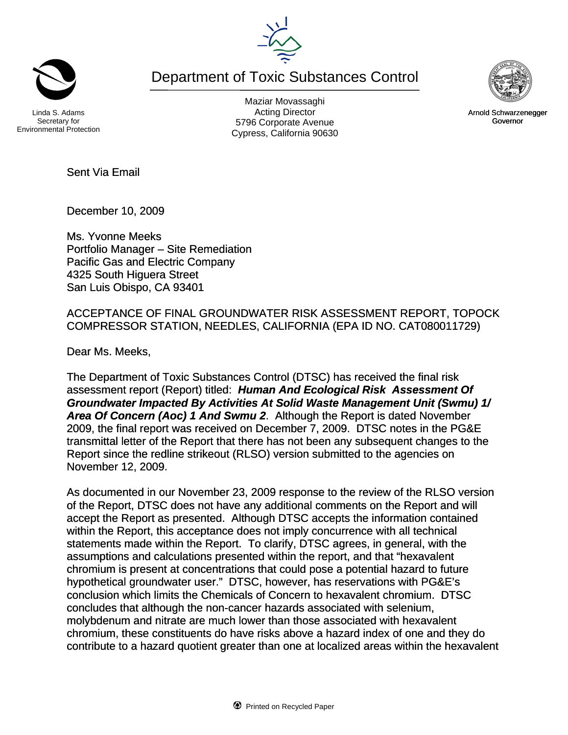Linda S. Adams
Secretary for
Environmental Protection

# Department of Toxic Substances Control

Maziar Movassaghi
Acting Director
5796 Corporate Avenue
Cypress, California 90630

Arnold Schwarzenegger
Governor

Sent Via Email

December 10, 2009

Ms. Yvonne Meeks
Portfolio Manager – Site Remediation
Pacific Gas and Electric Company
4325 South Higuera Street
San Luis Obispo, CA 93401

ACCEPTANCE OF FINAL GROUNDWATER RISK ASSESSMENT REPORT, TOPOCK COMPRESSOR STATION, NEEDLES, CALIFORNIA (EPA ID NO. CAT080011729)

Dear Ms. Meeks,

The Department of Toxic Substances Control (DTSC) has received the final risk assessment report (Report) titled: ***Human And Ecological Risk Assessment Of Groundwater Impacted By Activities At Solid Waste Management Unit (Swmu) 1/ Area Of Concern (Aoc) 1 And Swmu 2***. Although the Report is dated November 2009, the final report was received on December 7, 2009. DTSC notes in the PG&E transmittal letter of the Report that there has not been any subsequent changes to the Report since the redline strikeout (RLSO) version submitted to the agencies on November 12, 2009.

As documented in our November 23, 2009 response to the review of the RLSO version of the Report, DTSC does not have any additional comments on the Report and will accept the Report as presented. Although DTSC accepts the information contained within the Report, this acceptance does not imply concurrence with all technical statements made within the Report. To clarify, DTSC agrees, in general, with the assumptions and calculations presented within the report, and that "hexavalent chromium is present at concentrations that could pose a potential hazard to future hypothetical groundwater user." DTSC, however, has reservations with PG&E's conclusion which limits the Chemicals of Concern to hexavalent chromium. DTSC concludes that although the non-cancer hazards associated with selenium, molybdenum and nitrate are much lower than those associated with hexavalent chromium, these constituents do have risks above a hazard index of one and they do contribute to a hazard quotient greater than one at localized areas within the hexavalent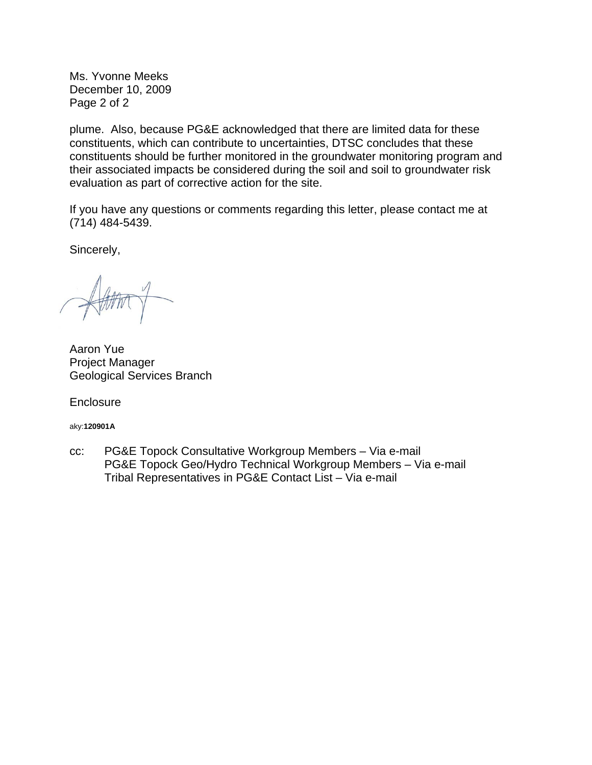plume. Also, because PG&E acknowledged that there are limited data for these constituents, which can contribute to uncertainties, DTSC concludes that these constituents should be further monitored in the groundwater monitoring program and their associated impacts be considered during the soil and soil to groundwater risk evaluation as part of corrective action for the site.

If you have any questions or comments regarding this letter, please contact me at (714) 484-5439.

Sincerely,

Aaron Yue
Project Manager
Geological Services Branch

Enclosure

aky:**120901A**

cc: PG&E Topock Consultative Workgroup Members – Via e-mail
PG&E Topock Geo/Hydro Technical Workgroup Members – Via e-mail
Tribal Representatives in PG&E Contact List – Via e-mail